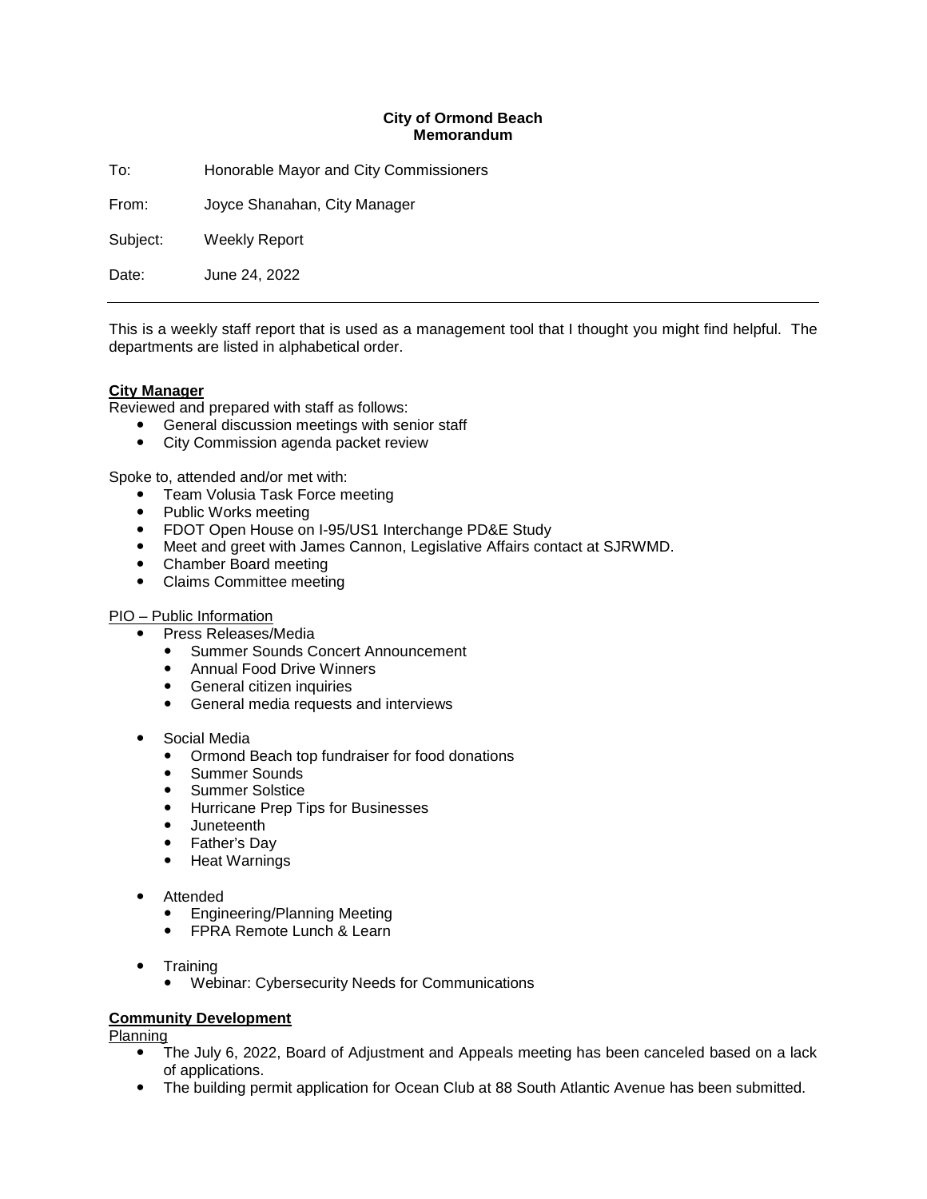**City of Ormond Beach**
**Memorandum**

To: Honorable Mayor and City Commissioners

From: Joyce Shanahan, City Manager

Subject: Weekly Report

Date: June 24, 2022

---

This is a weekly staff report that is used as a management tool that I thought you might find helpful. The departments are listed in alphabetical order.

**City Manager**

Reviewed and prepared with staff as follows:

- General discussion meetings with senior staff
- City Commission agenda packet review

Spoke to, attended and/or met with:

- Team Volusia Task Force meeting
- Public Works meeting
- FDOT Open House on I-95/US1 Interchange PD&E Study
- Meet and greet with James Cannon, Legislative Affairs contact at SJRWMD.
- Chamber Board meeting
- Claims Committee meeting

PIO – Public Information

- Press Releases/Media
  - Summer Sounds Concert Announcement
  - Annual Food Drive Winners
  - General citizen inquiries
  - General media requests and interviews

- Social Media
  - Ormond Beach top fundraiser for food donations
  - Summer Sounds
  - Summer Solstice
  - Hurricane Prep Tips for Businesses
  - Juneteenth
  - Father's Day
  - Heat Warnings

- Attended
  - Engineering/Planning Meeting
  - FPRA Remote Lunch & Learn

- Training
  - Webinar: Cybersecurity Needs for Communications

**Community Development**

Planning

- The July 6, 2022, Board of Adjustment and Appeals meeting has been canceled based on a lack of applications.
- The building permit application for Ocean Club at 88 South Atlantic Avenue has been submitted.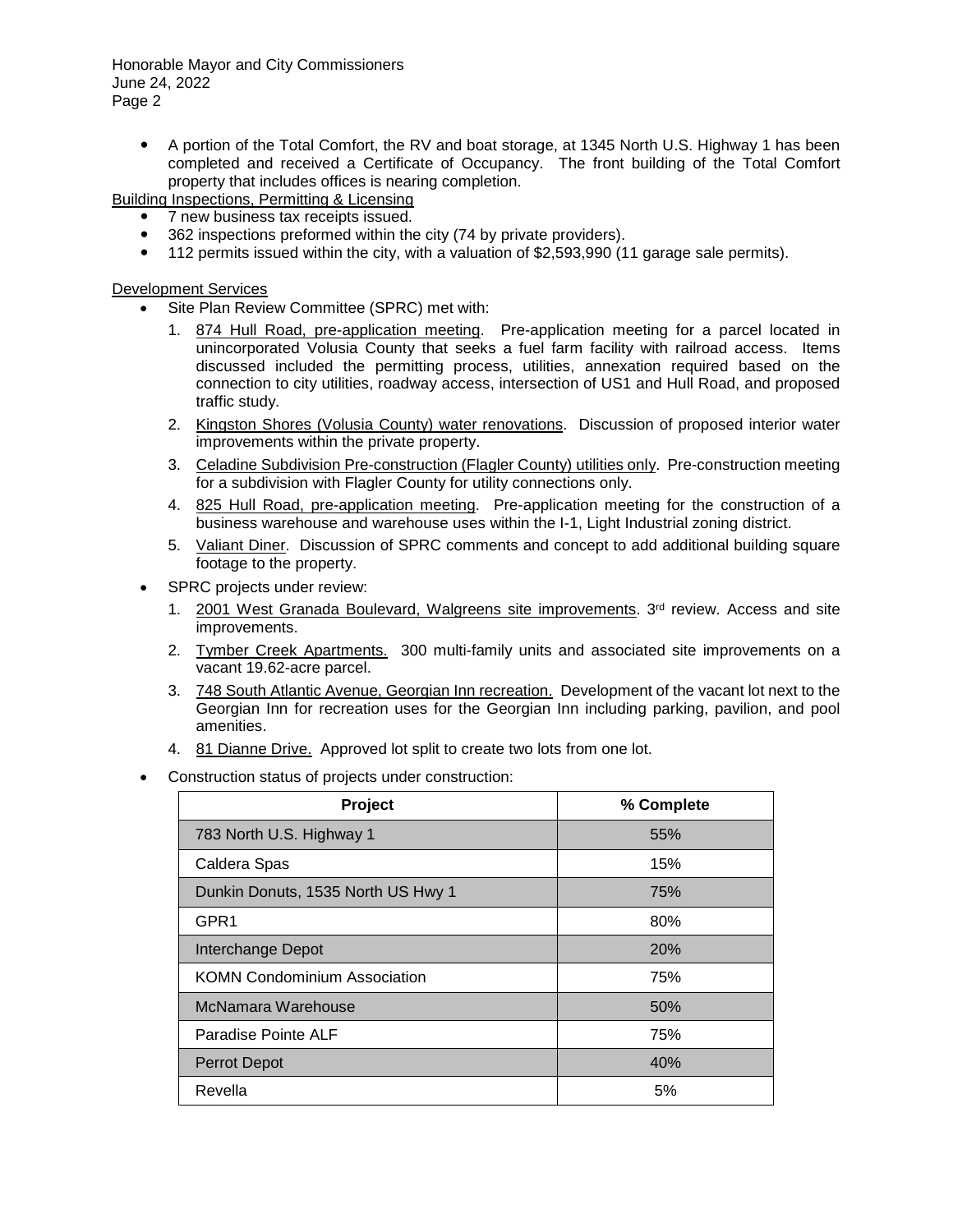- A portion of the Total Comfort, the RV and boat storage, at 1345 North U.S. Highway 1 has been completed and received a Certificate of Occupancy. The front building of the Total Comfort property that includes offices is nearing completion.

Building Inspections, Permitting & Licensing

- 7 new business tax receipts issued.
- 362 inspections preformed within the city (74 by private providers).
- 112 permits issued within the city, with a valuation of $2,593,990 (11 garage sale permits).

Development Services

- Site Plan Review Committee (SPRC) met with:
  1. 874 Hull Road, pre-application meeting. Pre-application meeting for a parcel located in unincorporated Volusia County that seeks a fuel farm facility with railroad access. Items discussed included the permitting process, utilities, annexation required based on the connection to city utilities, roadway access, intersection of US1 and Hull Road, and proposed traffic study.
  2. Kingston Shores (Volusia County) water renovations. Discussion of proposed interior water improvements within the private property.
  3. Celadine Subdivision Pre-construction (Flagler County) utilities only. Pre-construction meeting for a subdivision with Flagler County for utility connections only.
  4. 825 Hull Road, pre-application meeting. Pre-application meeting for the construction of a business warehouse and warehouse uses within the I-1, Light Industrial zoning district.
  5. Valiant Diner. Discussion of SPRC comments and concept to add additional building square footage to the property.
- SPRC projects under review:
  1. 2001 West Granada Boulevard, Walgreens site improvements. 3rd review. Access and site improvements.
  2. Tymber Creek Apartments. 300 multi-family units and associated site improvements on a vacant 19.62-acre parcel.
  3. 748 South Atlantic Avenue, Georgian Inn recreation. Development of the vacant lot next to the Georgian Inn for recreation uses for the Georgian Inn including parking, pavilion, and pool amenities.
  4. 81 Dianne Drive. Approved lot split to create two lots from one lot.
- Construction status of projects under construction:

| Project | % Complete |
|---|---|
| 783 North U.S. Highway 1 | 55% |
| Caldera Spas | 15% |
| Dunkin Donuts, 1535 North US Hwy 1 | 75% |
| GPR1 | 80% |
| Interchange Depot | 20% |
| KOMN Condominium Association | 75% |
| McNamara Warehouse | 50% |
| Paradise Pointe ALF | 75% |
| Perrot Depot | 40% |
| Revella | 5% |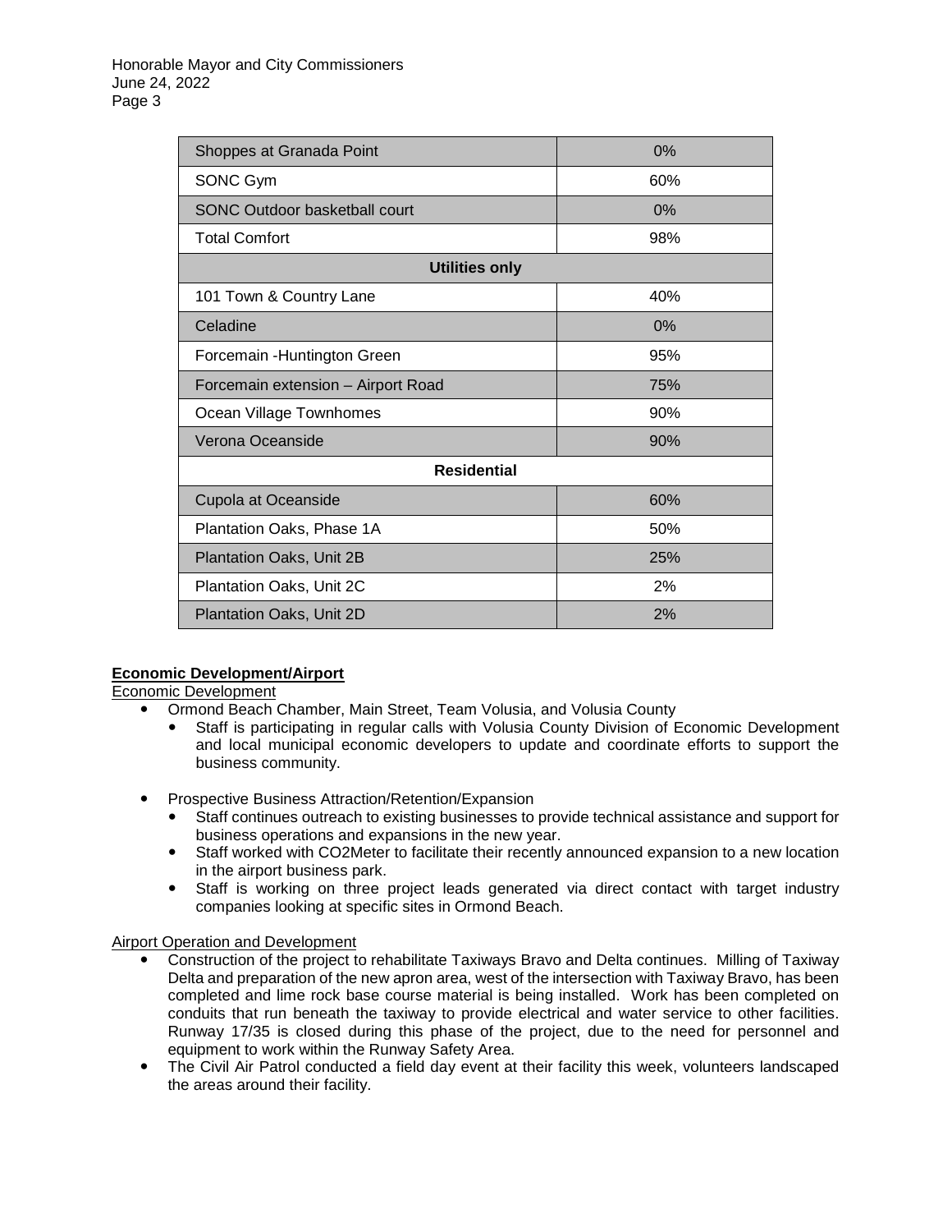| | |
|---|---|
| Shoppes at Granada Point | 0% |
| SONC Gym | 60% |
| SONC Outdoor basketball court | 0% |
| Total Comfort | 98% |
| **Utilities only** | |
| 101 Town & Country Lane | 40% |
| Celadine | 0% |
| Forcemain -Huntington Green | 95% |
| Forcemain extension – Airport Road | 75% |
| Ocean Village Townhomes | 90% |
| Verona Oceanside | 90% |
| **Residential** | |
| Cupola at Oceanside | 60% |
| Plantation Oaks, Phase 1A | 50% |
| Plantation Oaks, Unit 2B | 25% |
| Plantation Oaks, Unit 2C | 2% |
| Plantation Oaks, Unit 2D | 2% |

**Economic Development/Airport**

Economic Development

- Ormond Beach Chamber, Main Street, Team Volusia, and Volusia County
  - Staff is participating in regular calls with Volusia County Division of Economic Development and local municipal economic developers to update and coordinate efforts to support the business community.

- Prospective Business Attraction/Retention/Expansion
  - Staff continues outreach to existing businesses to provide technical assistance and support for business operations and expansions in the new year.
  - Staff worked with CO2Meter to facilitate their recently announced expansion to a new location in the airport business park.
  - Staff is working on three project leads generated via direct contact with target industry companies looking at specific sites in Ormond Beach.

Airport Operation and Development

- Construction of the project to rehabilitate Taxiways Bravo and Delta continues. Milling of Taxiway Delta and preparation of the new apron area, west of the intersection with Taxiway Bravo, has been completed and lime rock base course material is being installed. Work has been completed on conduits that run beneath the taxiway to provide electrical and water service to other facilities. Runway 17/35 is closed during this phase of the project, due to the need for personnel and equipment to work within the Runway Safety Area.
- The Civil Air Patrol conducted a field day event at their facility this week, volunteers landscaped the areas around their facility.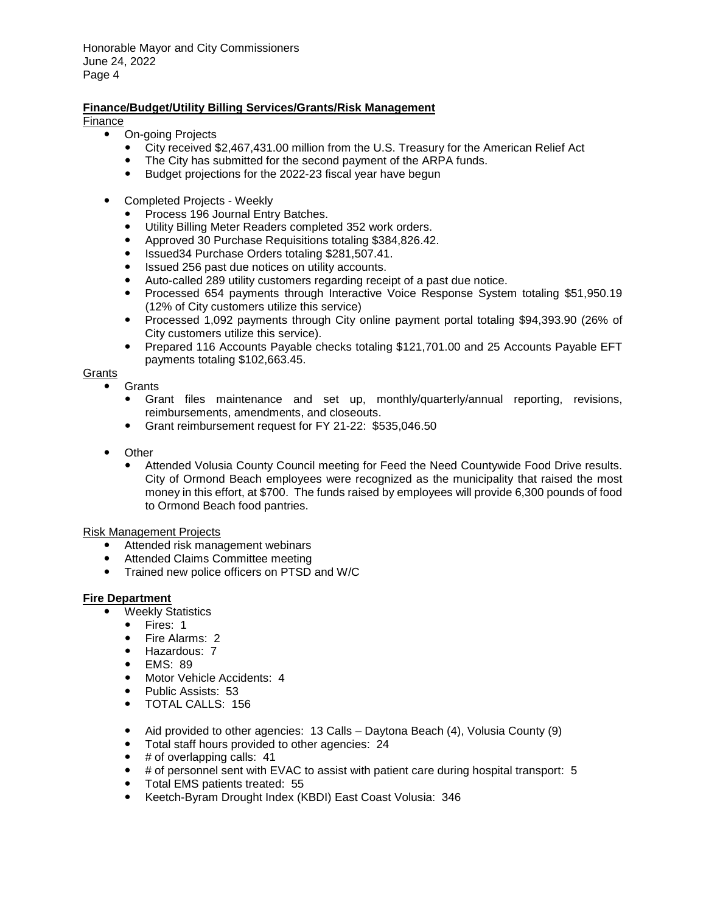**Finance/Budget/Utility Billing Services/Grants/Risk Management**

Finance

- On-going Projects
  - City received $2,467,431.00 million from the U.S. Treasury for the American Relief Act
  - The City has submitted for the second payment of the ARPA funds.
  - Budget projections for the 2022-23 fiscal year have begun

- Completed Projects - Weekly
  - Process 196 Journal Entry Batches.
  - Utility Billing Meter Readers completed 352 work orders.
  - Approved 30 Purchase Requisitions totaling $384,826.42.
  - Issued34 Purchase Orders totaling $281,507.41.
  - Issued 256 past due notices on utility accounts.
  - Auto-called 289 utility customers regarding receipt of a past due notice.
  - Processed 654 payments through Interactive Voice Response System totaling $51,950.19 (12% of City customers utilize this service)
  - Processed 1,092 payments through City online payment portal totaling $94,393.90 (26% of City customers utilize this service).
  - Prepared 116 Accounts Payable checks totaling $121,701.00 and 25 Accounts Payable EFT payments totaling $102,663.45.

Grants

- Grants
  - Grant files maintenance and set up, monthly/quarterly/annual reporting, revisions, reimbursements, amendments, and closeouts.
  - Grant reimbursement request for FY 21-22: $535,046.50

- Other
  - Attended Volusia County Council meeting for Feed the Need Countywide Food Drive results. City of Ormond Beach employees were recognized as the municipality that raised the most money in this effort, at $700. The funds raised by employees will provide 6,300 pounds of food to Ormond Beach food pantries.

Risk Management Projects

- Attended risk management webinars
- Attended Claims Committee meeting
- Trained new police officers on PTSD and W/C

**Fire Department**

- Weekly Statistics
  - Fires: 1
  - Fire Alarms: 2
  - Hazardous: 7
  - EMS: 89
  - Motor Vehicle Accidents: 4
  - Public Assists: 53
  - TOTAL CALLS: 156

  - Aid provided to other agencies: 13 Calls – Daytona Beach (4), Volusia County (9)
  - Total staff hours provided to other agencies: 24
  - # of overlapping calls: 41
  - # of personnel sent with EVAC to assist with patient care during hospital transport: 5
  - Total EMS patients treated: 55
  - Keetch-Byram Drought Index (KBDI) East Coast Volusia: 346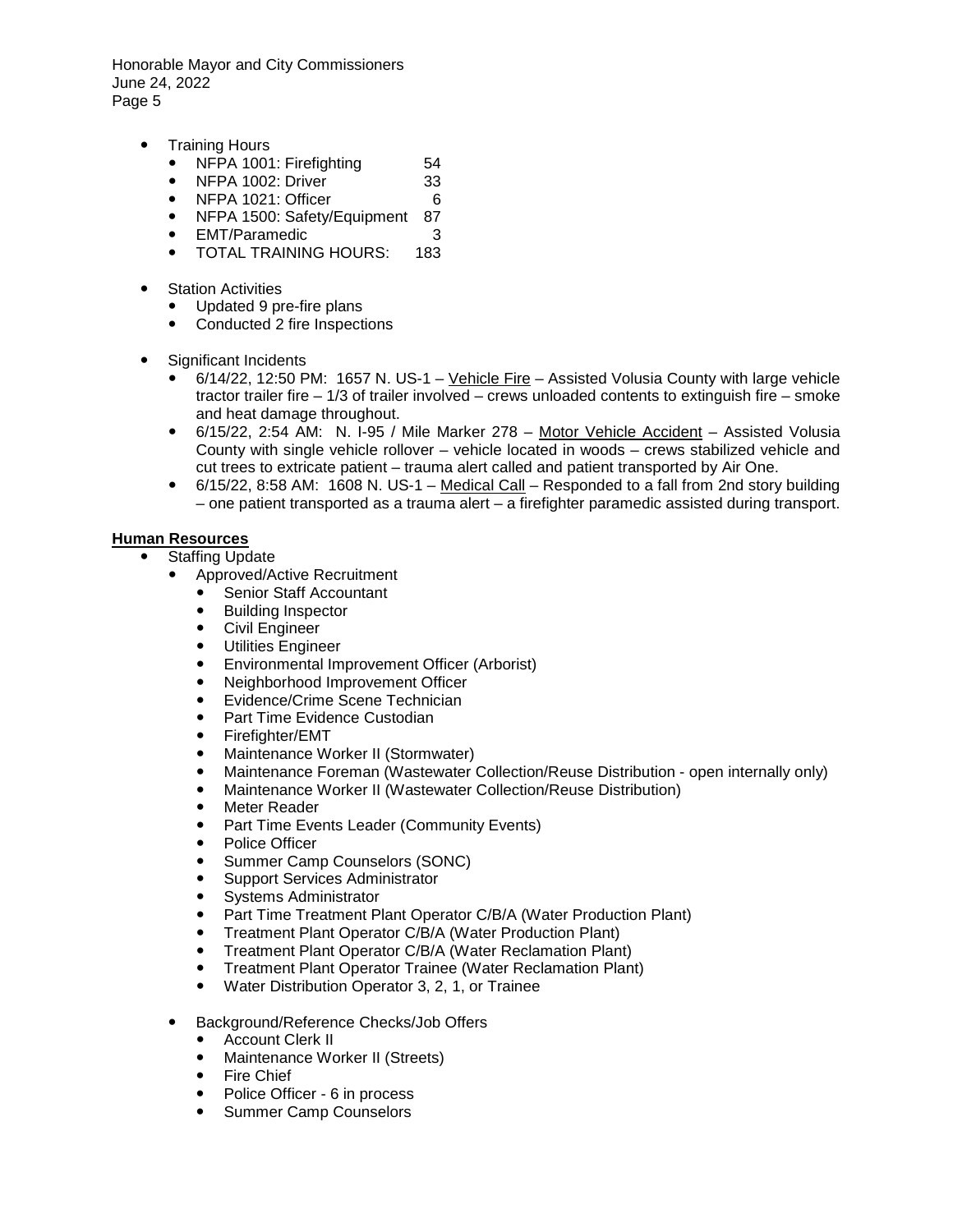- Training Hours
  - NFPA 1001: Firefighting 54
  - NFPA 1002: Driver 33
  - NFPA 1021: Officer 6
  - NFPA 1500: Safety/Equipment 87
  - EMT/Paramedic 3
  - TOTAL TRAINING HOURS: 183

- Station Activities
  - Updated 9 pre-fire plans
  - Conducted 2 fire Inspections

- Significant Incidents
  - 6/14/22, 12:50 PM: 1657 N. US-1 – Vehicle Fire – Assisted Volusia County with large vehicle tractor trailer fire – 1/3 of trailer involved – crews unloaded contents to extinguish fire – smoke and heat damage throughout.
  - 6/15/22, 2:54 AM: N. I-95 / Mile Marker 278 – Motor Vehicle Accident – Assisted Volusia County with single vehicle rollover – vehicle located in woods – crews stabilized vehicle and cut trees to extricate patient – trauma alert called and patient transported by Air One.
  - 6/15/22, 8:58 AM: 1608 N. US-1 – Medical Call – Responded to a fall from 2nd story building – one patient transported as a trauma alert – a firefighter paramedic assisted during transport.

**Human Resources**

- Staffing Update
  - Approved/Active Recruitment
    - Senior Staff Accountant
    - Building Inspector
    - Civil Engineer
    - Utilities Engineer
    - Environmental Improvement Officer (Arborist)
    - Neighborhood Improvement Officer
    - Evidence/Crime Scene Technician
    - Part Time Evidence Custodian
    - Firefighter/EMT
    - Maintenance Worker II (Stormwater)
    - Maintenance Foreman (Wastewater Collection/Reuse Distribution - open internally only)
    - Maintenance Worker II (Wastewater Collection/Reuse Distribution)
    - Meter Reader
    - Part Time Events Leader (Community Events)
    - Police Officer
    - Summer Camp Counselors (SONC)
    - Support Services Administrator
    - Systems Administrator
    - Part Time Treatment Plant Operator C/B/A (Water Production Plant)
    - Treatment Plant Operator C/B/A (Water Production Plant)
    - Treatment Plant Operator C/B/A (Water Reclamation Plant)
    - Treatment Plant Operator Trainee (Water Reclamation Plant)
    - Water Distribution Operator 3, 2, 1, or Trainee

  - Background/Reference Checks/Job Offers
    - Account Clerk II
    - Maintenance Worker II (Streets)
    - Fire Chief
    - Police Officer - 6 in process
    - Summer Camp Counselors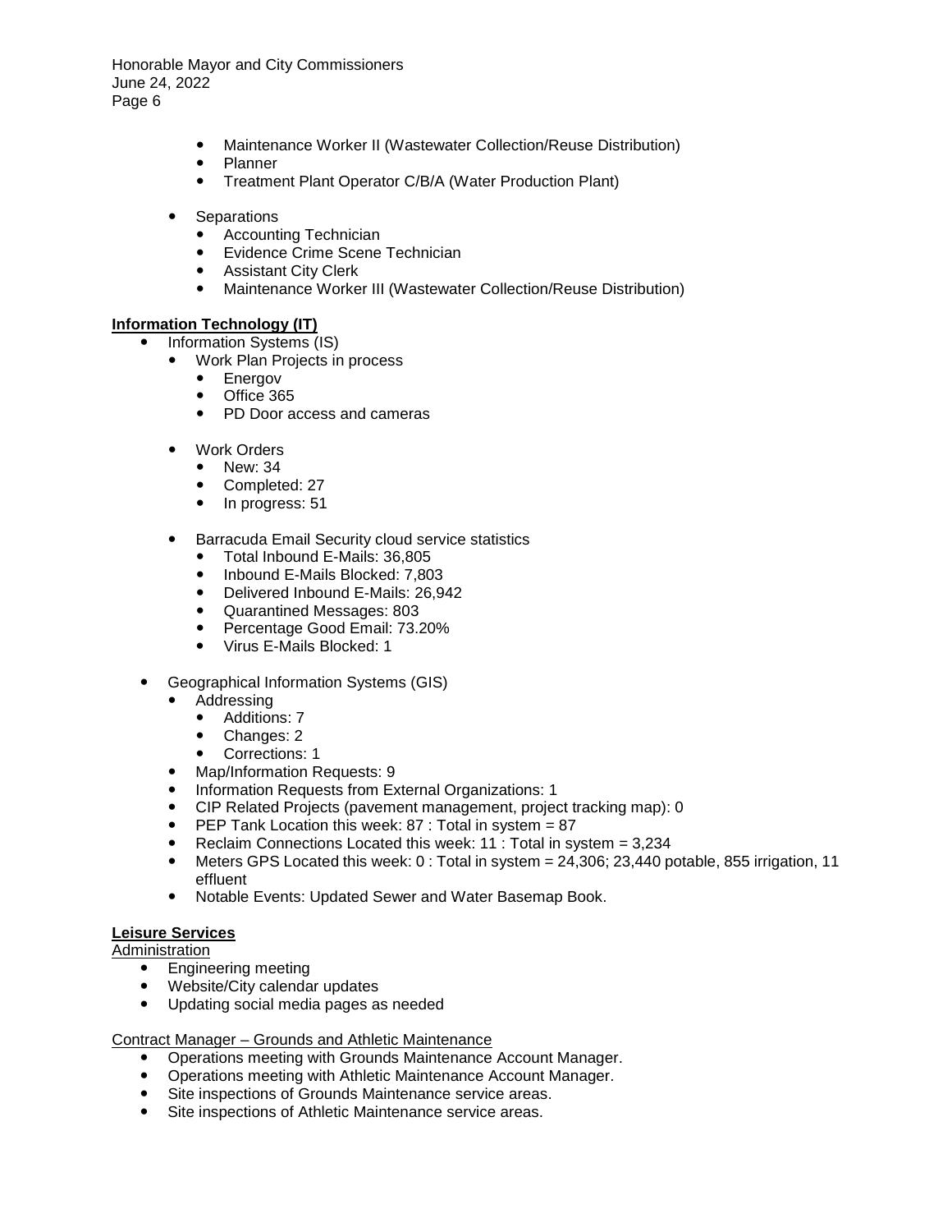- Maintenance Worker II (Wastewater Collection/Reuse Distribution)
    - Planner
    - Treatment Plant Operator C/B/A (Water Production Plant)

- Separations
    - Accounting Technician
    - Evidence Crime Scene Technician
    - Assistant City Clerk
    - Maintenance Worker III (Wastewater Collection/Reuse Distribution)

**Information Technology (IT)**

- Information Systems (IS)
    - Work Plan Projects in process
        - Energov
        - Office 365
        - PD Door access and cameras

    - Work Orders
        - New: 34
        - Completed: 27
        - In progress: 51

    - Barracuda Email Security cloud service statistics
        - Total Inbound E-Mails: 36,805
        - Inbound E-Mails Blocked: 7,803
        - Delivered Inbound E-Mails: 26,942
        - Quarantined Messages: 803
        - Percentage Good Email: 73.20%
        - Virus E-Mails Blocked: 1

- Geographical Information Systems (GIS)
    - Addressing
        - Additions: 7
        - Changes: 2
        - Corrections: 1
    - Map/Information Requests: 9
    - Information Requests from External Organizations: 1
    - CIP Related Projects (pavement management, project tracking map): 0
    - PEP Tank Location this week: 87 : Total in system = 87
    - Reclaim Connections Located this week: 11 : Total in system = 3,234
    - Meters GPS Located this week: 0 : Total in system = 24,306; 23,440 potable, 855 irrigation, 11 effluent
    - Notable Events: Updated Sewer and Water Basemap Book.

**Leisure Services**

Administration

- Engineering meeting
- Website/City calendar updates
- Updating social media pages as needed

Contract Manager – Grounds and Athletic Maintenance

- Operations meeting with Grounds Maintenance Account Manager.
- Operations meeting with Athletic Maintenance Account Manager.
- Site inspections of Grounds Maintenance service areas.
- Site inspections of Athletic Maintenance service areas.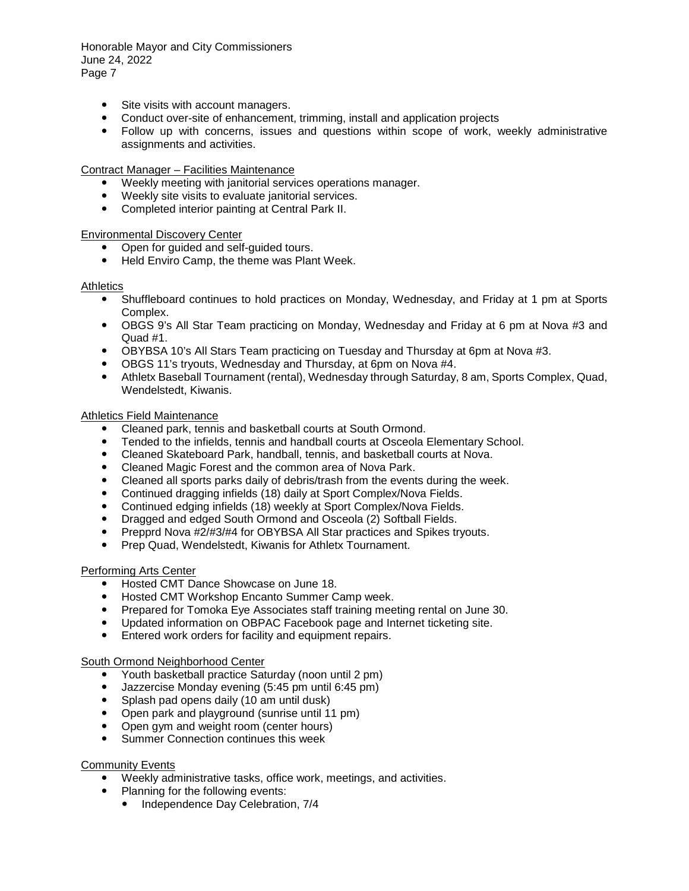- Site visits with account managers.
- Conduct over-site of enhancement, trimming, install and application projects
- Follow up with concerns, issues and questions within scope of work, weekly administrative assignments and activities.

Contract Manager – Facilities Maintenance

- Weekly meeting with janitorial services operations manager.
- Weekly site visits to evaluate janitorial services.
- Completed interior painting at Central Park II.

Environmental Discovery Center

- Open for guided and self-guided tours.
- Held Enviro Camp, the theme was Plant Week.

Athletics

- Shuffleboard continues to hold practices on Monday, Wednesday, and Friday at 1 pm at Sports Complex.
- OBGS 9's All Star Team practicing on Monday, Wednesday and Friday at 6 pm at Nova #3 and Quad #1.
- OBYBSA 10's All Stars Team practicing on Tuesday and Thursday at 6pm at Nova #3.
- OBGS 11's tryouts, Wednesday and Thursday, at 6pm on Nova #4.
- Athletx Baseball Tournament (rental), Wednesday through Saturday, 8 am, Sports Complex, Quad, Wendelstedt, Kiwanis.

Athletics Field Maintenance

- Cleaned park, tennis and basketball courts at South Ormond.
- Tended to the infields, tennis and handball courts at Osceola Elementary School.
- Cleaned Skateboard Park, handball, tennis, and basketball courts at Nova.
- Cleaned Magic Forest and the common area of Nova Park.
- Cleaned all sports parks daily of debris/trash from the events during the week.
- Continued dragging infields (18) daily at Sport Complex/Nova Fields.
- Continued edging infields (18) weekly at Sport Complex/Nova Fields.
- Dragged and edged South Ormond and Osceola (2) Softball Fields.
- Prepprd Nova #2/#3/#4 for OBYBSA All Star practices and Spikes tryouts.
- Prep Quad, Wendelstedt, Kiwanis for Athletx Tournament.

Performing Arts Center

- Hosted CMT Dance Showcase on June 18.
- Hosted CMT Workshop Encanto Summer Camp week.
- Prepared for Tomoka Eye Associates staff training meeting rental on June 30.
- Updated information on OBPAC Facebook page and Internet ticketing site.
- Entered work orders for facility and equipment repairs.

South Ormond Neighborhood Center

- Youth basketball practice Saturday (noon until 2 pm)
- Jazzercise Monday evening (5:45 pm until 6:45 pm)
- Splash pad opens daily (10 am until dusk)
- Open park and playground (sunrise until 11 pm)
- Open gym and weight room (center hours)
- Summer Connection continues this week

Community Events

- Weekly administrative tasks, office work, meetings, and activities.
- Planning for the following events:
  - Independence Day Celebration, 7/4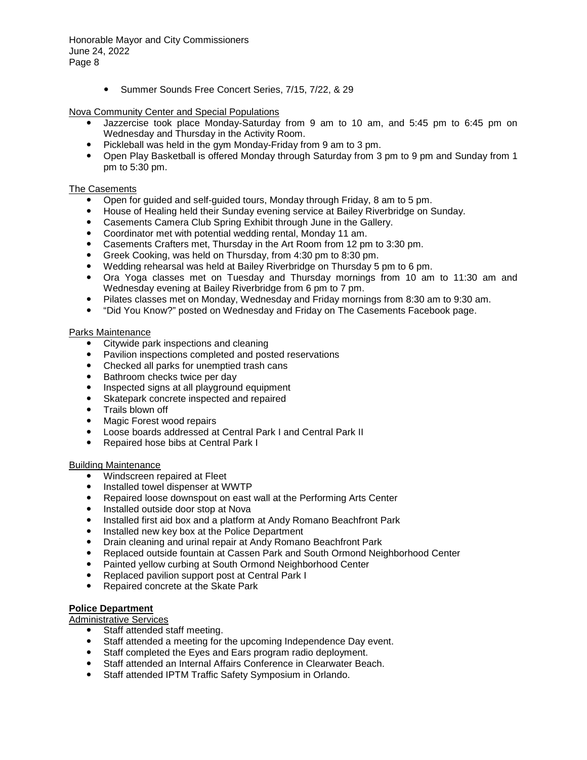- Summer Sounds Free Concert Series, 7/15, 7/22, & 29

Nova Community Center and Special Populations

- Jazzercise took place Monday-Saturday from 9 am to 10 am, and 5:45 pm to 6:45 pm on Wednesday and Thursday in the Activity Room.
- Pickleball was held in the gym Monday-Friday from 9 am to 3 pm.
- Open Play Basketball is offered Monday through Saturday from 3 pm to 9 pm and Sunday from 1 pm to 5:30 pm.

The Casements

- Open for guided and self-guided tours, Monday through Friday, 8 am to 5 pm.
- House of Healing held their Sunday evening service at Bailey Riverbridge on Sunday.
- Casements Camera Club Spring Exhibit through June in the Gallery.
- Coordinator met with potential wedding rental, Monday 11 am.
- Casements Crafters met, Thursday in the Art Room from 12 pm to 3:30 pm.
- Greek Cooking, was held on Thursday, from 4:30 pm to 8:30 pm.
- Wedding rehearsal was held at Bailey Riverbridge on Thursday 5 pm to 6 pm.
- Ora Yoga classes met on Tuesday and Thursday mornings from 10 am to 11:30 am and Wednesday evening at Bailey Riverbridge from 6 pm to 7 pm.
- Pilates classes met on Monday, Wednesday and Friday mornings from 8:30 am to 9:30 am.
- "Did You Know?" posted on Wednesday and Friday on The Casements Facebook page.

Parks Maintenance

- Citywide park inspections and cleaning
- Pavilion inspections completed and posted reservations
- Checked all parks for unemptied trash cans
- Bathroom checks twice per day
- Inspected signs at all playground equipment
- Skatepark concrete inspected and repaired
- Trails blown off
- Magic Forest wood repairs
- Loose boards addressed at Central Park I and Central Park II
- Repaired hose bibs at Central Park I

Building Maintenance

- Windscreen repaired at Fleet
- Installed towel dispenser at WWTP
- Repaired loose downspout on east wall at the Performing Arts Center
- Installed outside door stop at Nova
- Installed first aid box and a platform at Andy Romano Beachfront Park
- Installed new key box at the Police Department
- Drain cleaning and urinal repair at Andy Romano Beachfront Park
- Replaced outside fountain at Cassen Park and South Ormond Neighborhood Center
- Painted yellow curbing at South Ormond Neighborhood Center
- Replaced pavilion support post at Central Park I
- Repaired concrete at the Skate Park

**Police Department**

Administrative Services

- Staff attended staff meeting.
- Staff attended a meeting for the upcoming Independence Day event.
- Staff completed the Eyes and Ears program radio deployment.
- Staff attended an Internal Affairs Conference in Clearwater Beach.
- Staff attended IPTM Traffic Safety Symposium in Orlando.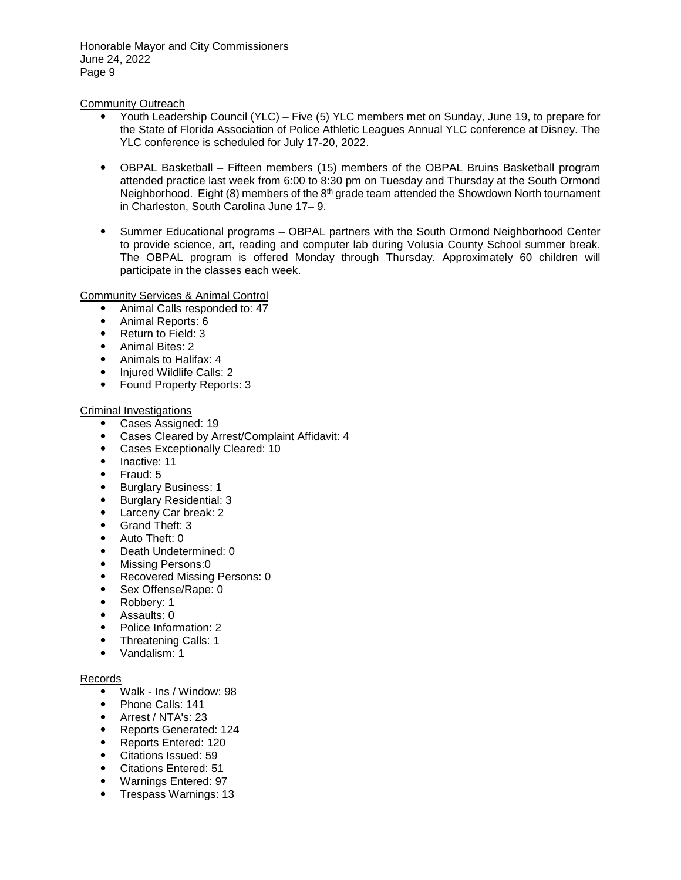Community Outreach

- Youth Leadership Council (YLC) – Five (5) YLC members met on Sunday, June 19, to prepare for the State of Florida Association of Police Athletic Leagues Annual YLC conference at Disney. The YLC conference is scheduled for July 17-20, 2022.

- OBPAL Basketball – Fifteen members (15) members of the OBPAL Bruins Basketball program attended practice last week from 6:00 to 8:30 pm on Tuesday and Thursday at the South Ormond Neighborhood. Eight (8) members of the 8th grade team attended the Showdown North tournament in Charleston, South Carolina June 17– 9.

- Summer Educational programs – OBPAL partners with the South Ormond Neighborhood Center to provide science, art, reading and computer lab during Volusia County School summer break. The OBPAL program is offered Monday through Thursday. Approximately 60 children will participate in the classes each week.

Community Services & Animal Control

- Animal Calls responded to: 47
- Animal Reports: 6
- Return to Field: 3
- Animal Bites: 2
- Animals to Halifax: 4
- Injured Wildlife Calls: 2
- Found Property Reports: 3

Criminal Investigations

- Cases Assigned: 19
- Cases Cleared by Arrest/Complaint Affidavit: 4
- Cases Exceptionally Cleared: 10
- Inactive: 11
- Fraud: 5
- Burglary Business: 1
- Burglary Residential: 3
- Larceny Car break: 2
- Grand Theft: 3
- Auto Theft: 0
- Death Undetermined: 0
- Missing Persons:0
- Recovered Missing Persons: 0
- Sex Offense/Rape: 0
- Robbery: 1
- Assaults: 0
- Police Information: 2
- Threatening Calls: 1
- Vandalism: 1

Records

- Walk - Ins / Window: 98
- Phone Calls: 141
- Arrest / NTA's: 23
- Reports Generated: 124
- Reports Entered: 120
- Citations Issued: 59
- Citations Entered: 51
- Warnings Entered: 97
- Trespass Warnings: 13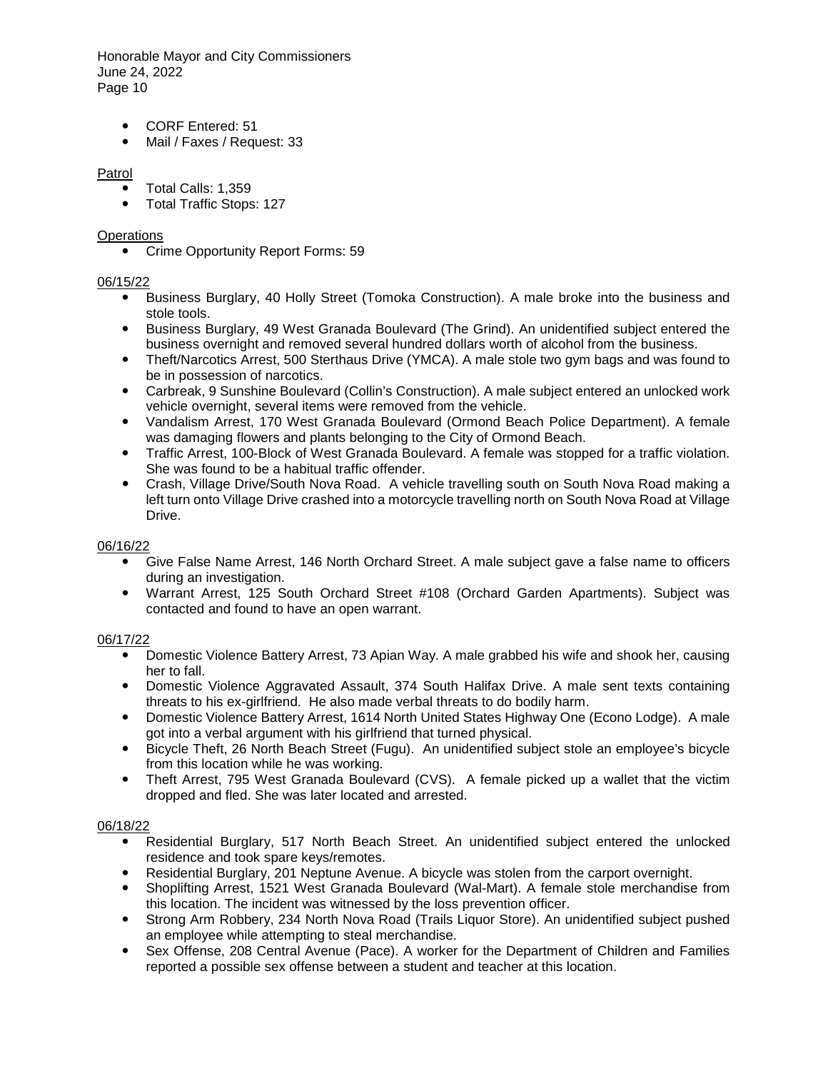- CORF Entered: 51
- Mail / Faxes / Request: 33

Patrol

- Total Calls: 1,359
- Total Traffic Stops: 127

Operations

- Crime Opportunity Report Forms: 59

06/15/22

- Business Burglary, 40 Holly Street (Tomoka Construction). A male broke into the business and stole tools.
- Business Burglary, 49 West Granada Boulevard (The Grind). An unidentified subject entered the business overnight and removed several hundred dollars worth of alcohol from the business.
- Theft/Narcotics Arrest, 500 Sterthaus Drive (YMCA). A male stole two gym bags and was found to be in possession of narcotics.
- Carbreak, 9 Sunshine Boulevard (Collin's Construction). A male subject entered an unlocked work vehicle overnight, several items were removed from the vehicle.
- Vandalism Arrest, 170 West Granada Boulevard (Ormond Beach Police Department). A female was damaging flowers and plants belonging to the City of Ormond Beach.
- Traffic Arrest, 100-Block of West Granada Boulevard. A female was stopped for a traffic violation. She was found to be a habitual traffic offender.
- Crash, Village Drive/South Nova Road. A vehicle travelling south on South Nova Road making a left turn onto Village Drive crashed into a motorcycle travelling north on South Nova Road at Village Drive.

06/16/22

- Give False Name Arrest, 146 North Orchard Street. A male subject gave a false name to officers during an investigation.
- Warrant Arrest, 125 South Orchard Street #108 (Orchard Garden Apartments). Subject was contacted and found to have an open warrant.

06/17/22

- Domestic Violence Battery Arrest, 73 Apian Way. A male grabbed his wife and shook her, causing her to fall.
- Domestic Violence Aggravated Assault, 374 South Halifax Drive. A male sent texts containing threats to his ex-girlfriend. He also made verbal threats to do bodily harm.
- Domestic Violence Battery Arrest, 1614 North United States Highway One (Econo Lodge). A male got into a verbal argument with his girlfriend that turned physical.
- Bicycle Theft, 26 North Beach Street (Fugu). An unidentified subject stole an employee's bicycle from this location while he was working.
- Theft Arrest, 795 West Granada Boulevard (CVS). A female picked up a wallet that the victim dropped and fled. She was later located and arrested.

06/18/22

- Residential Burglary, 517 North Beach Street. An unidentified subject entered the unlocked residence and took spare keys/remotes.
- Residential Burglary, 201 Neptune Avenue. A bicycle was stolen from the carport overnight.
- Shoplifting Arrest, 1521 West Granada Boulevard (Wal-Mart). A female stole merchandise from this location. The incident was witnessed by the loss prevention officer.
- Strong Arm Robbery, 234 North Nova Road (Trails Liquor Store). An unidentified subject pushed an employee while attempting to steal merchandise.
- Sex Offense, 208 Central Avenue (Pace). A worker for the Department of Children and Families reported a possible sex offense between a student and teacher at this location.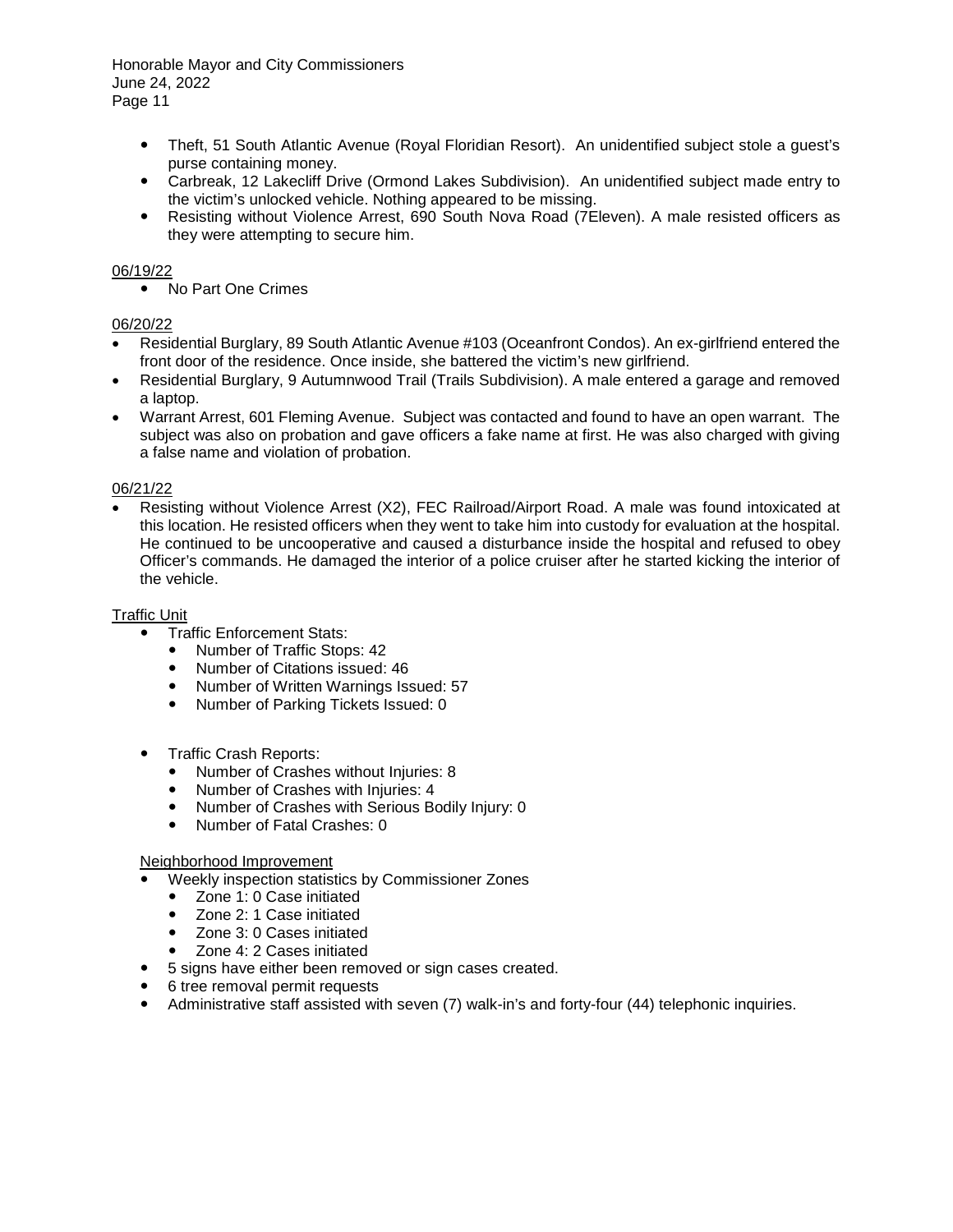- Theft, 51 South Atlantic Avenue (Royal Floridian Resort). An unidentified subject stole a guest's purse containing money.
- Carbreak, 12 Lakecliff Drive (Ormond Lakes Subdivision). An unidentified subject made entry to the victim's unlocked vehicle. Nothing appeared to be missing.
- Resisting without Violence Arrest, 690 South Nova Road (7Eleven). A male resisted officers as they were attempting to secure him.

06/19/22

- No Part One Crimes

06/20/22

- Residential Burglary, 89 South Atlantic Avenue #103 (Oceanfront Condos). An ex-girlfriend entered the front door of the residence. Once inside, she battered the victim's new girlfriend.
- Residential Burglary, 9 Autumnwood Trail (Trails Subdivision). A male entered a garage and removed a laptop.
- Warrant Arrest, 601 Fleming Avenue. Subject was contacted and found to have an open warrant. The subject was also on probation and gave officers a fake name at first. He was also charged with giving a false name and violation of probation.

06/21/22

- Resisting without Violence Arrest (X2), FEC Railroad/Airport Road. A male was found intoxicated at this location. He resisted officers when they went to take him into custody for evaluation at the hospital. He continued to be uncooperative and caused a disturbance inside the hospital and refused to obey Officer's commands. He damaged the interior of a police cruiser after he started kicking the interior of the vehicle.

Traffic Unit

- Traffic Enforcement Stats:
  - Number of Traffic Stops: 42
  - Number of Citations issued: 46
  - Number of Written Warnings Issued: 57
  - Number of Parking Tickets Issued: 0

- Traffic Crash Reports:
  - Number of Crashes without Injuries: 8
  - Number of Crashes with Injuries: 4
  - Number of Crashes with Serious Bodily Injury: 0
  - Number of Fatal Crashes: 0

Neighborhood Improvement

- Weekly inspection statistics by Commissioner Zones
  - Zone 1: 0 Case initiated
  - Zone 2: 1 Case initiated
  - Zone 3: 0 Cases initiated
  - Zone 4: 2 Cases initiated
- 5 signs have either been removed or sign cases created.
- 6 tree removal permit requests
- Administrative staff assisted with seven (7) walk-in's and forty-four (44) telephonic inquiries.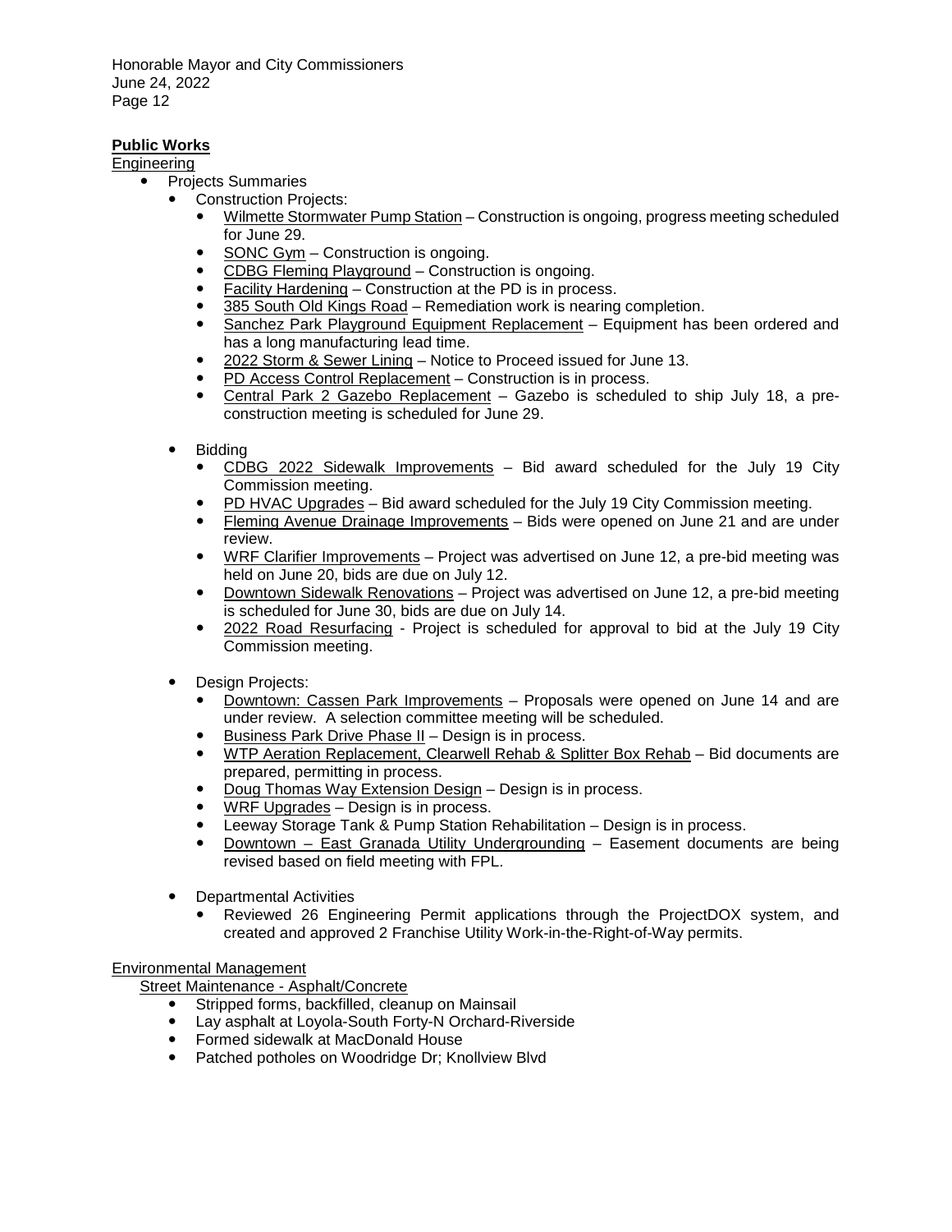**Public Works**

Engineering

- Projects Summaries
  - Construction Projects:
    - Wilmette Stormwater Pump Station – Construction is ongoing, progress meeting scheduled for June 29.
    - SONC Gym – Construction is ongoing.
    - CDBG Fleming Playground – Construction is ongoing.
    - Facility Hardening – Construction at the PD is in process.
    - 385 South Old Kings Road – Remediation work is nearing completion.
    - Sanchez Park Playground Equipment Replacement – Equipment has been ordered and has a long manufacturing lead time.
    - 2022 Storm & Sewer Lining – Notice to Proceed issued for June 13.
    - PD Access Control Replacement – Construction is in process.
    - Central Park 2 Gazebo Replacement – Gazebo is scheduled to ship July 18, a pre-construction meeting is scheduled for June 29.
  - Bidding
    - CDBG 2022 Sidewalk Improvements – Bid award scheduled for the July 19 City Commission meeting.
    - PD HVAC Upgrades – Bid award scheduled for the July 19 City Commission meeting.
    - Fleming Avenue Drainage Improvements – Bids were opened on June 21 and are under review.
    - WRF Clarifier Improvements – Project was advertised on June 12, a pre-bid meeting was held on June 20, bids are due on July 12.
    - Downtown Sidewalk Renovations – Project was advertised on June 12, a pre-bid meeting is scheduled for June 30, bids are due on July 14.
    - 2022 Road Resurfacing - Project is scheduled for approval to bid at the July 19 City Commission meeting.
  - Design Projects:
    - Downtown: Cassen Park Improvements – Proposals were opened on June 14 and are under review. A selection committee meeting will be scheduled.
    - Business Park Drive Phase II – Design is in process.
    - WTP Aeration Replacement, Clearwell Rehab & Splitter Box Rehab – Bid documents are prepared, permitting in process.
    - Doug Thomas Way Extension Design – Design is in process.
    - WRF Upgrades – Design is in process.
    - Leeway Storage Tank & Pump Station Rehabilitation – Design is in process.
    - Downtown – East Granada Utility Undergrounding – Easement documents are being revised based on field meeting with FPL.
  - Departmental Activities
    - Reviewed 26 Engineering Permit applications through the ProjectDOX system, and created and approved 2 Franchise Utility Work-in-the-Right-of-Way permits.

Environmental Management

Street Maintenance - Asphalt/Concrete

- Stripped forms, backfilled, cleanup on Mainsail
- Lay asphalt at Loyola-South Forty-N Orchard-Riverside
- Formed sidewalk at MacDonald House
- Patched potholes on Woodridge Dr; Knollview Blvd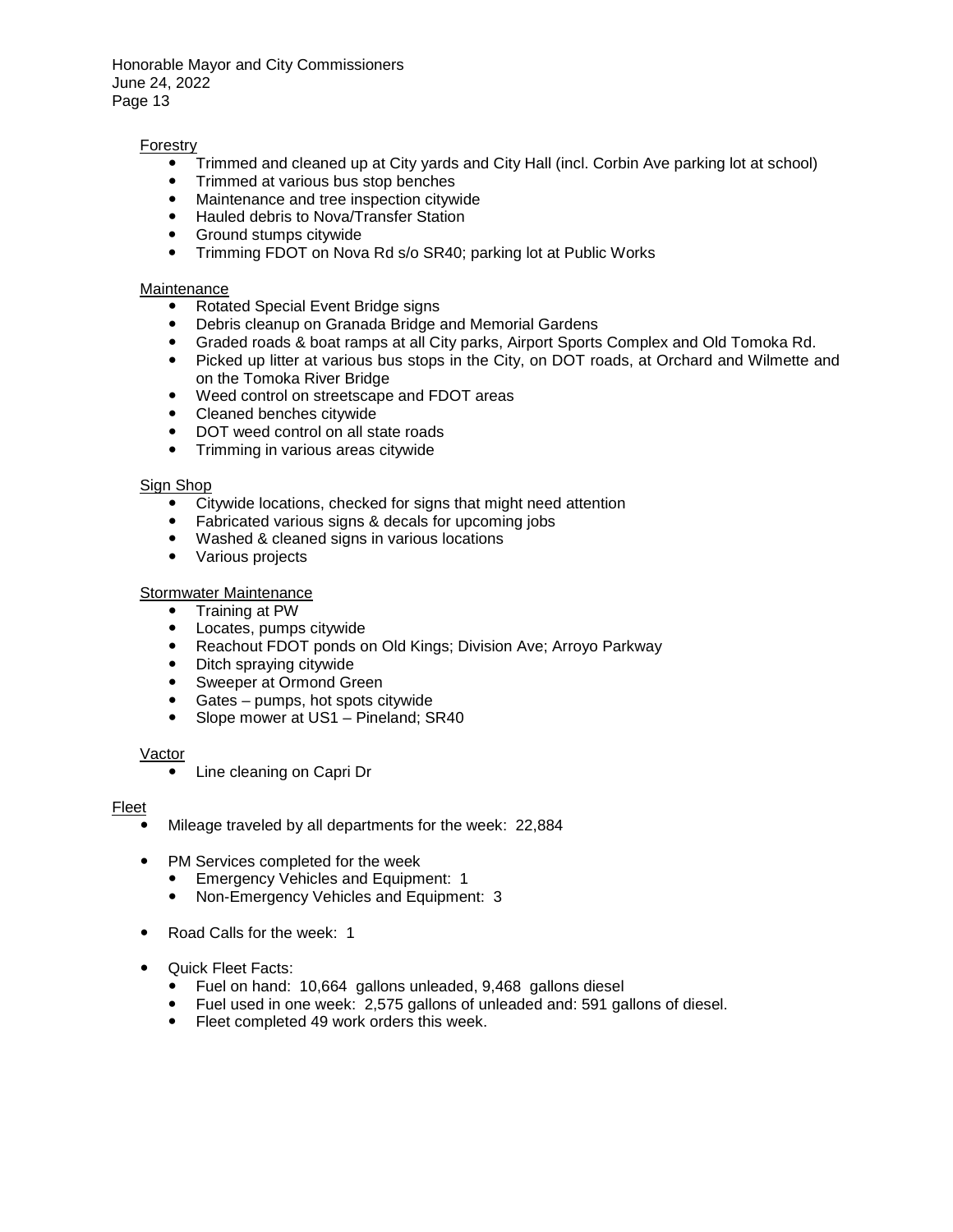Forestry

- Trimmed and cleaned up at City yards and City Hall (incl. Corbin Ave parking lot at school)
- Trimmed at various bus stop benches
- Maintenance and tree inspection citywide
- Hauled debris to Nova/Transfer Station
- Ground stumps citywide
- Trimming FDOT on Nova Rd s/o SR40; parking lot at Public Works

Maintenance

- Rotated Special Event Bridge signs
- Debris cleanup on Granada Bridge and Memorial Gardens
- Graded roads & boat ramps at all City parks, Airport Sports Complex and Old Tomoka Rd.
- Picked up litter at various bus stops in the City, on DOT roads, at Orchard and Wilmette and on the Tomoka River Bridge
- Weed control on streetscape and FDOT areas
- Cleaned benches citywide
- DOT weed control on all state roads
- Trimming in various areas citywide

Sign Shop

- Citywide locations, checked for signs that might need attention
- Fabricated various signs & decals for upcoming jobs
- Washed & cleaned signs in various locations
- Various projects

Stormwater Maintenance

- Training at PW
- Locates, pumps citywide
- Reachout FDOT ponds on Old Kings; Division Ave; Arroyo Parkway
- Ditch spraying citywide
- Sweeper at Ormond Green
- Gates – pumps, hot spots citywide
- Slope mower at US1 – Pineland; SR40

Vactor

- Line cleaning on Capri Dr

Fleet

- Mileage traveled by all departments for the week: 22,884
- PM Services completed for the week
  - Emergency Vehicles and Equipment: 1
  - Non-Emergency Vehicles and Equipment: 3
- Road Calls for the week: 1
- Quick Fleet Facts:
  - Fuel on hand: 10,664 gallons unleaded, 9,468 gallons diesel
  - Fuel used in one week: 2,575 gallons of unleaded and: 591 gallons of diesel.
  - Fleet completed 49 work orders this week.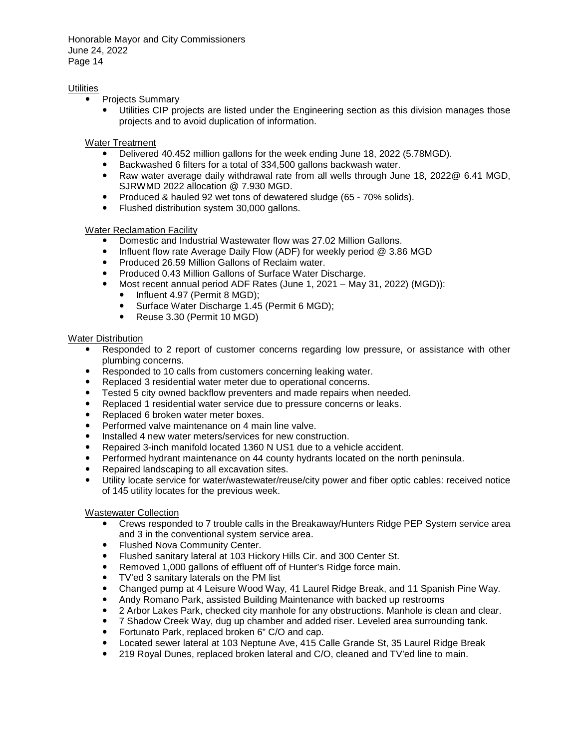## Utilities

- Projects Summary
  - Utilities CIP projects are listed under the Engineering section as this division manages those projects and to avoid duplication of information.

### Water Treatment

- Delivered 40.452 million gallons for the week ending June 18, 2022 (5.78MGD).
- Backwashed 6 filters for a total of 334,500 gallons backwash water.
- Raw water average daily withdrawal rate from all wells through June 18, 2022@ 6.41 MGD, SJRWMD 2022 allocation @ 7.930 MGD.
- Produced & hauled 92 wet tons of dewatered sludge (65 - 70% solids).
- Flushed distribution system 30,000 gallons.

### Water Reclamation Facility

- Domestic and Industrial Wastewater flow was 27.02 Million Gallons.
- Influent flow rate Average Daily Flow (ADF) for weekly period @ 3.86 MGD
- Produced 26.59 Million Gallons of Reclaim water.
- Produced 0.43 Million Gallons of Surface Water Discharge.
- Most recent annual period ADF Rates (June 1, 2021 – May 31, 2022) (MGD)):
  - Influent 4.97 (Permit 8 MGD);
  - Surface Water Discharge 1.45 (Permit 6 MGD);
  - Reuse 3.30 (Permit 10 MGD)

### Water Distribution

- Responded to 2 report of customer concerns regarding low pressure, or assistance with other plumbing concerns.
- Responded to 10 calls from customers concerning leaking water.
- Replaced 3 residential water meter due to operational concerns.
- Tested 5 city owned backflow preventers and made repairs when needed.
- Replaced 1 residential water service due to pressure concerns or leaks.
- Replaced 6 broken water meter boxes.
- Performed valve maintenance on 4 main line valve.
- Installed 4 new water meters/services for new construction.
- Repaired 3-inch manifold located 1360 N US1 due to a vehicle accident.
- Performed hydrant maintenance on 44 county hydrants located on the north peninsula.
- Repaired landscaping to all excavation sites.
- Utility locate service for water/wastewater/reuse/city power and fiber optic cables: received notice of 145 utility locates for the previous week.

### Wastewater Collection

- Crews responded to 7 trouble calls in the Breakaway/Hunters Ridge PEP System service area and 3 in the conventional system service area.
- Flushed Nova Community Center.
- Flushed sanitary lateral at 103 Hickory Hills Cir. and 300 Center St.
- Removed 1,000 gallons of effluent off of Hunter's Ridge force main.
- TV'ed 3 sanitary laterals on the PM list
- Changed pump at 4 Leisure Wood Way, 41 Laurel Ridge Break, and 11 Spanish Pine Way.
- Andy Romano Park, assisted Building Maintenance with backed up restrooms
- 2 Arbor Lakes Park, checked city manhole for any obstructions. Manhole is clean and clear.
- 7 Shadow Creek Way, dug up chamber and added riser. Leveled area surrounding tank.
- Fortunato Park, replaced broken 6" C/O and cap.
- Located sewer lateral at 103 Neptune Ave, 415 Calle Grande St, 35 Laurel Ridge Break
- 219 Royal Dunes, replaced broken lateral and C/O, cleaned and TV'ed line to main.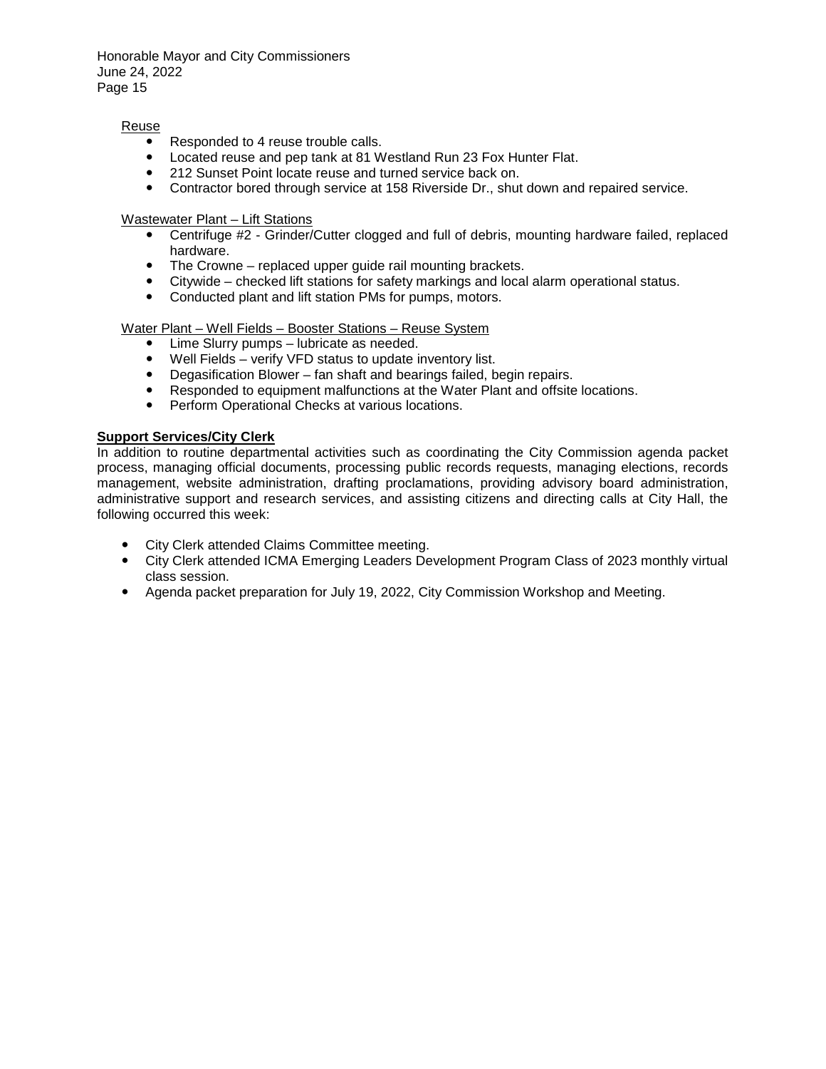Reuse

- Responded to 4 reuse trouble calls.
- Located reuse and pep tank at 81 Westland Run 23 Fox Hunter Flat.
- 212 Sunset Point locate reuse and turned service back on.
- Contractor bored through service at 158 Riverside Dr., shut down and repaired service.

Wastewater Plant – Lift Stations

- Centrifuge #2 - Grinder/Cutter clogged and full of debris, mounting hardware failed, replaced hardware.
- The Crowne – replaced upper guide rail mounting brackets.
- Citywide – checked lift stations for safety markings and local alarm operational status.
- Conducted plant and lift station PMs for pumps, motors.

Water Plant – Well Fields – Booster Stations – Reuse System

- Lime Slurry pumps – lubricate as needed.
- Well Fields – verify VFD status to update inventory list.
- Degasification Blower – fan shaft and bearings failed, begin repairs.
- Responded to equipment malfunctions at the Water Plant and offsite locations.
- Perform Operational Checks at various locations.

**Support Services/City Clerk**

In addition to routine departmental activities such as coordinating the City Commission agenda packet process, managing official documents, processing public records requests, managing elections, records management, website administration, drafting proclamations, providing advisory board administration, administrative support and research services, and assisting citizens and directing calls at City Hall, the following occurred this week:

- City Clerk attended Claims Committee meeting.
- City Clerk attended ICMA Emerging Leaders Development Program Class of 2023 monthly virtual class session.
- Agenda packet preparation for July 19, 2022, City Commission Workshop and Meeting.